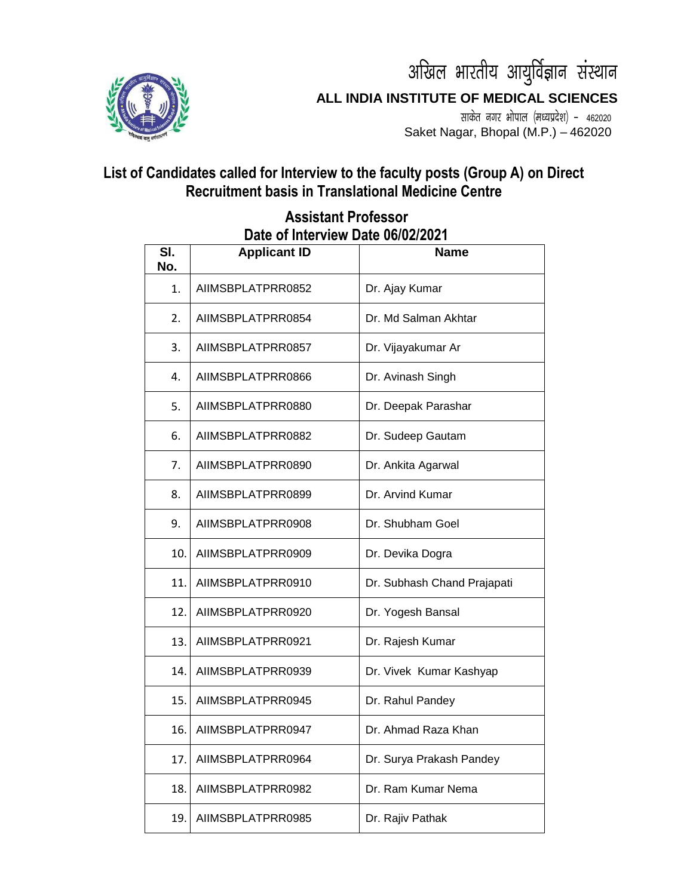# अखिल भारतीय आयुर्विज्ञान संस्थान

## ALL INDIA INSTITUTE OF MEDICAL SCIENCES

साकेत नगर भोपाल (मध्यप्रदेश) - 462020

Saket Nagar, Bhopal (M.P.) – 462020

## List of Candidates called for Interview to the faculty posts (Group A) on Direct Recruitment basis in Translational Medicine Centre

### Assistant Professor

### Date of Interview Date 06/02/2021

| Sl. No. | Applicant ID | Name |
|---|---|---|
| 1. | AIIMSBPLATPRR0852 | Dr. Ajay Kumar |
| 2. | AIIMSBPLATPRR0854 | Dr. Md Salman Akhtar |
| 3. | AIIMSBPLATPRR0857 | Dr. Vijayakumar Ar |
| 4. | AIIMSBPLATPRR0866 | Dr. Avinash Singh |
| 5. | AIIMSBPLATPRR0880 | Dr. Deepak Parashar |
| 6. | AIIMSBPLATPRR0882 | Dr. Sudeep Gautam |
| 7. | AIIMSBPLATPRR0890 | Dr. Ankita Agarwal |
| 8. | AIIMSBPLATPRR0899 | Dr. Arvind Kumar |
| 9. | AIIMSBPLATPRR0908 | Dr. Shubham Goel |
| 10. | AIIMSBPLATPRR0909 | Dr. Devika Dogra |
| 11. | AIIMSBPLATPRR0910 | Dr. Subhash Chand Prajapati |
| 12. | AIIMSBPLATPRR0920 | Dr. Yogesh Bansal |
| 13. | AIIMSBPLATPRR0921 | Dr. Rajesh Kumar |
| 14. | AIIMSBPLATPRR0939 | Dr. Vivek Kumar Kashyap |
| 15. | AIIMSBPLATPRR0945 | Dr. Rahul Pandey |
| 16. | AIIMSBPLATPRR0947 | Dr. Ahmad Raza Khan |
| 17. | AIIMSBPLATPRR0964 | Dr. Surya Prakash Pandey |
| 18. | AIIMSBPLATPRR0982 | Dr. Ram Kumar Nema |
| 19. | AIIMSBPLATPRR0985 | Dr. Rajiv Pathak |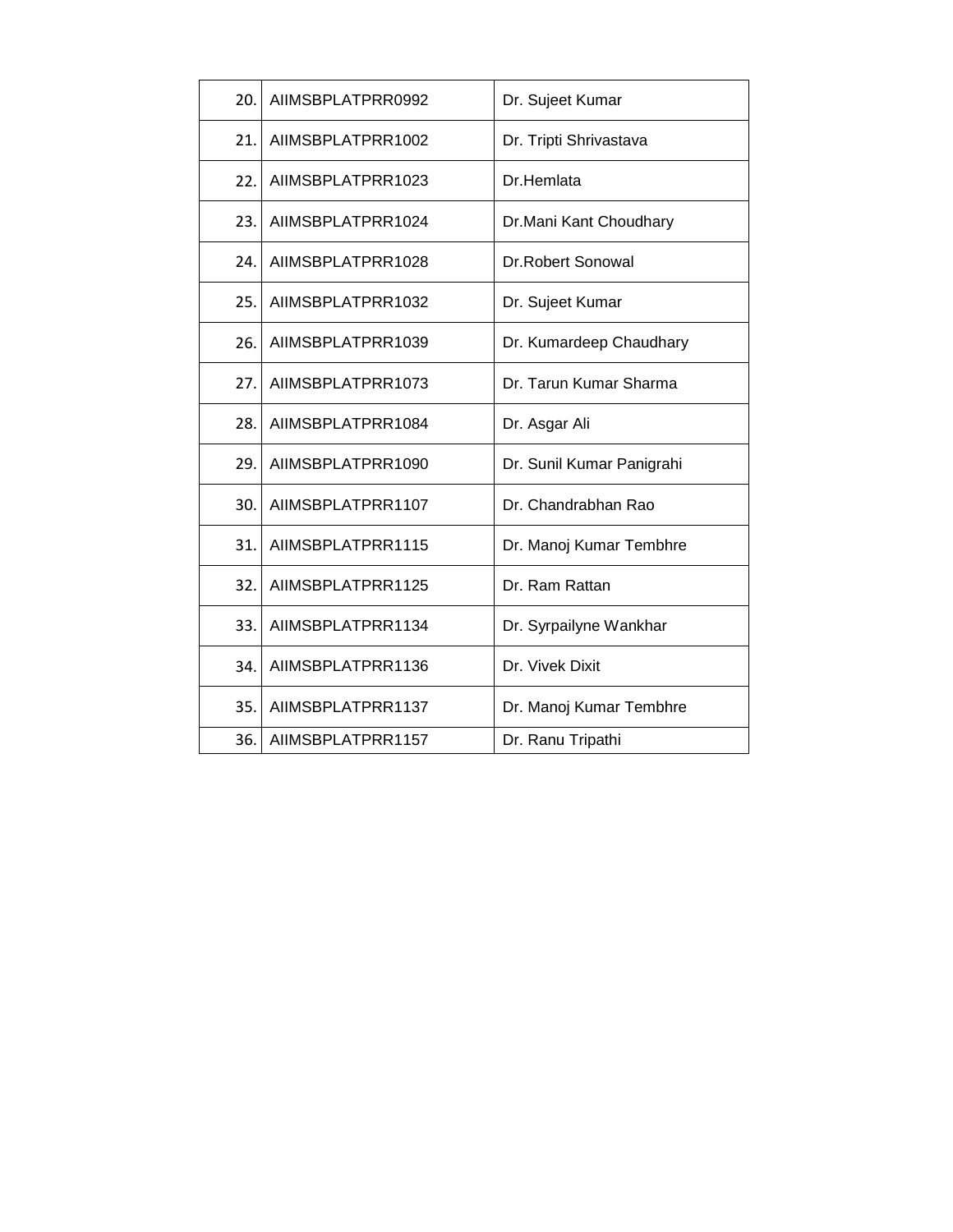| | | |
|---|---|---|
| 20. | AIIMSBPLATPRR0992 | Dr. Sujeet Kumar |
| 21. | AIIMSBPLATPRR1002 | Dr. Tripti Shrivastava |
| 22. | AIIMSBPLATPRR1023 | Dr.Hemlata |
| 23. | AIIMSBPLATPRR1024 | Dr.Mani Kant Choudhary |
| 24. | AIIMSBPLATPRR1028 | Dr.Robert Sonowal |
| 25. | AIIMSBPLATPRR1032 | Dr. Sujeet Kumar |
| 26. | AIIMSBPLATPRR1039 | Dr. Kumardeep Chaudhary |
| 27. | AIIMSBPLATPRR1073 | Dr. Tarun Kumar Sharma |
| 28. | AIIMSBPLATPRR1084 | Dr. Asgar Ali |
| 29. | AIIMSBPLATPRR1090 | Dr. Sunil Kumar Panigrahi |
| 30. | AIIMSBPLATPRR1107 | Dr. Chandrabhan Rao |
| 31. | AIIMSBPLATPRR1115 | Dr. Manoj Kumar Tembhre |
| 32. | AIIMSBPLATPRR1125 | Dr. Ram Rattan |
| 33. | AIIMSBPLATPRR1134 | Dr. Syrpailyne Wankhar |
| 34. | AIIMSBPLATPRR1136 | Dr. Vivek Dixit |
| 35. | AIIMSBPLATPRR1137 | Dr. Manoj Kumar Tembhre |
| 36. | AIIMSBPLATPRR1157 | Dr. Ranu Tripathi |